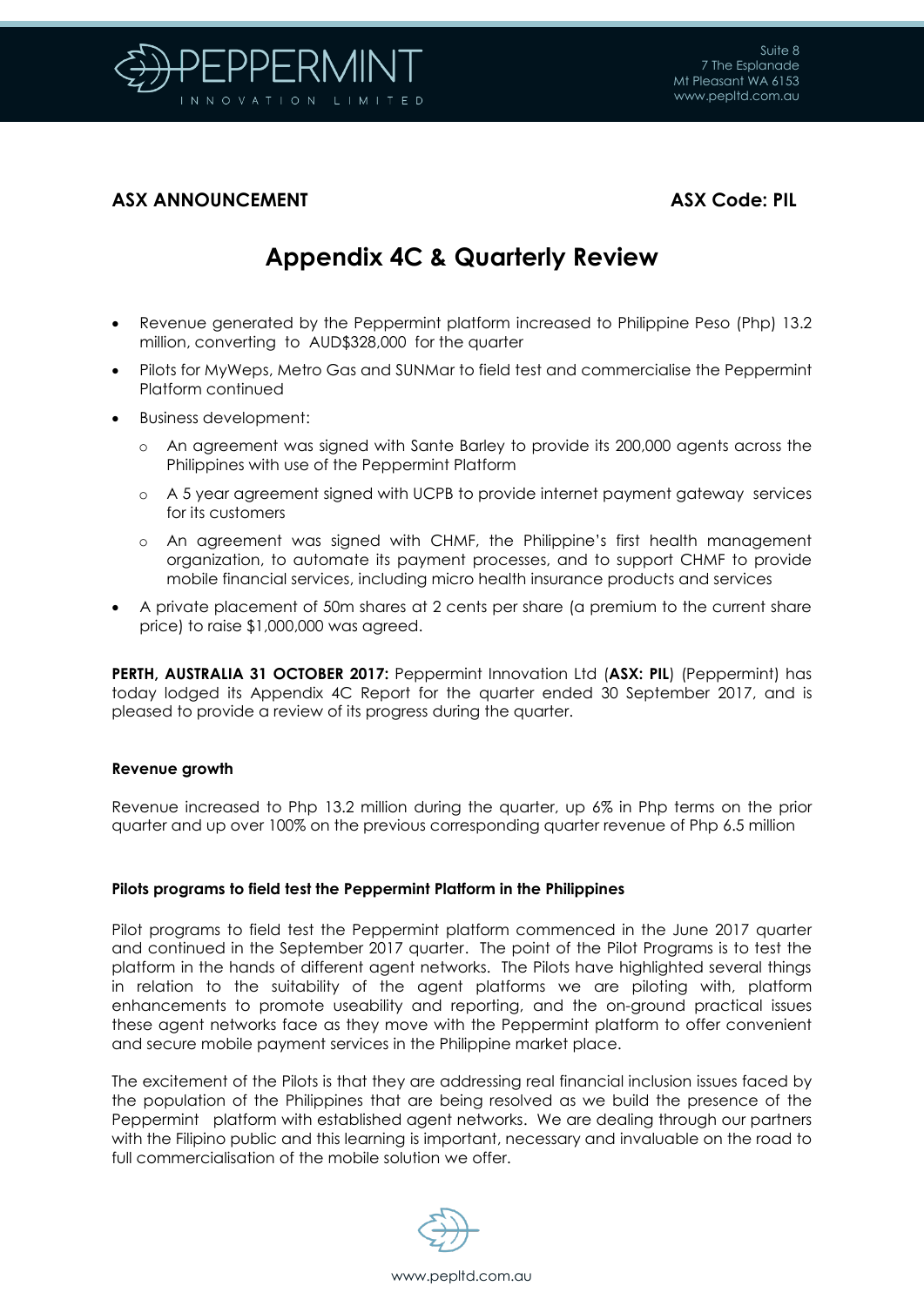**ASX ANNOUNCEMENT** **ASX Code: PIL**

# Appendix 4C & Quarterly Review

- Revenue generated by the Peppermint platform increased to Philippine Peso (Php) 13.2 million, converting to AUD$328,000 for the quarter
- Pilots for MyWeps, Metro Gas and SUNMar to field test and commercialise the Peppermint Platform continued
- Business development:
  - An agreement was signed with Sante Barley to provide its 200,000 agents across the Philippines with use of the Peppermint Platform
  - A 5 year agreement signed with UCPB to provide internet payment gateway services for its customers
  - An agreement was signed with CHMF, the Philippine's first health management organization, to automate its payment processes, and to support CHMF to provide mobile financial services, including micro health insurance products and services
- A private placement of 50m shares at 2 cents per share (a premium to the current share price) to raise $1,000,000 was agreed.

**PERTH, AUSTRALIA 31 OCTOBER 2017:** Peppermint Innovation Ltd (**ASX: PIL**) (Peppermint) has today lodged its Appendix 4C Report for the quarter ended 30 September 2017, and is pleased to provide a review of its progress during the quarter.

### Revenue growth

Revenue increased to Php 13.2 million during the quarter, up 6% in Php terms on the prior quarter and up over 100% on the previous corresponding quarter revenue of Php 6.5 million

### Pilots programs to field test the Peppermint Platform in the Philippines

Pilot programs to field test the Peppermint platform commenced in the June 2017 quarter and continued in the September 2017 quarter. The point of the Pilot Programs is to test the platform in the hands of different agent networks. The Pilots have highlighted several things in relation to the suitability of the agent platforms we are piloting with, platform enhancements to promote useability and reporting, and the on-ground practical issues these agent networks face as they move with the Peppermint platform to offer convenient and secure mobile payment services in the Philippine market place.

The excitement of the Pilots is that they are addressing real financial inclusion issues faced by the population of the Philippines that are being resolved as we build the presence of the Peppermint platform with established agent networks. We are dealing through our partners with the Filipino public and this learning is important, necessary and invaluable on the road to full commercialisation of the mobile solution we offer.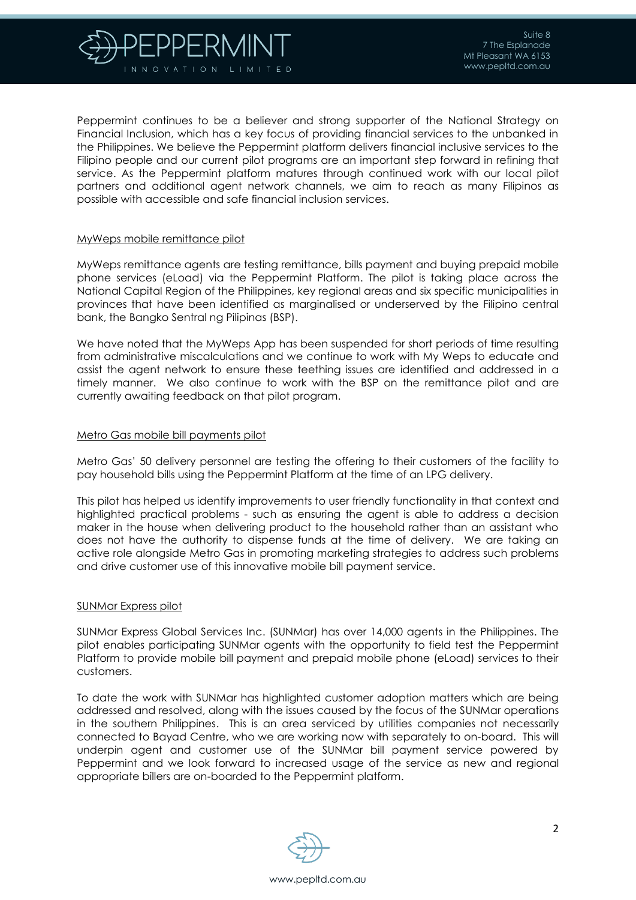Peppermint continues to be a believer and strong supporter of the National Strategy on Financial Inclusion, which has a key focus of providing financial services to the unbanked in the Philippines. We believe the Peppermint platform delivers financial inclusive services to the Filipino people and our current pilot programs are an important step forward in refining that service. As the Peppermint platform matures through continued work with our local pilot partners and additional agent network channels, we aim to reach as many Filipinos as possible with accessible and safe financial inclusion services.

<u>MyWeps mobile remittance pilot</u>

MyWeps remittance agents are testing remittance, bills payment and buying prepaid mobile phone services (eLoad) via the Peppermint Platform. The pilot is taking place across the National Capital Region of the Philippines, key regional areas and six specific municipalities in provinces that have been identified as marginalised or underserved by the Filipino central bank, the Bangko Sentral ng Pilipinas (BSP).

We have noted that the MyWeps App has been suspended for short periods of time resulting from administrative miscalculations and we continue to work with My Weps to educate and assist the agent network to ensure these teething issues are identified and addressed in a timely manner. We also continue to work with the BSP on the remittance pilot and are currently awaiting feedback on that pilot program.

<u>Metro Gas mobile bill payments pilot</u>

Metro Gas' 50 delivery personnel are testing the offering to their customers of the facility to pay household bills using the Peppermint Platform at the time of an LPG delivery.

This pilot has helped us identify improvements to user friendly functionality in that context and highlighted practical problems - such as ensuring the agent is able to address a decision maker in the house when delivering product to the household rather than an assistant who does not have the authority to dispense funds at the time of delivery. We are taking an active role alongside Metro Gas in promoting marketing strategies to address such problems and drive customer use of this innovative mobile bill payment service.

<u>SUNMar Express pilot</u>

SUNMar Express Global Services Inc. (SUNMar) has over 14,000 agents in the Philippines. The pilot enables participating SUNMar agents with the opportunity to field test the Peppermint Platform to provide mobile bill payment and prepaid mobile phone (eLoad) services to their customers.

To date the work with SUNMar has highlighted customer adoption matters which are being addressed and resolved, along with the issues caused by the focus of the SUNMar operations in the southern Philippines. This is an area serviced by utilities companies not necessarily connected to Bayad Centre, who we are working now with separately to on-board. This will underpin agent and customer use of the SUNMar bill payment service powered by Peppermint and we look forward to increased usage of the service as new and regional appropriate billers are on-boarded to the Peppermint platform.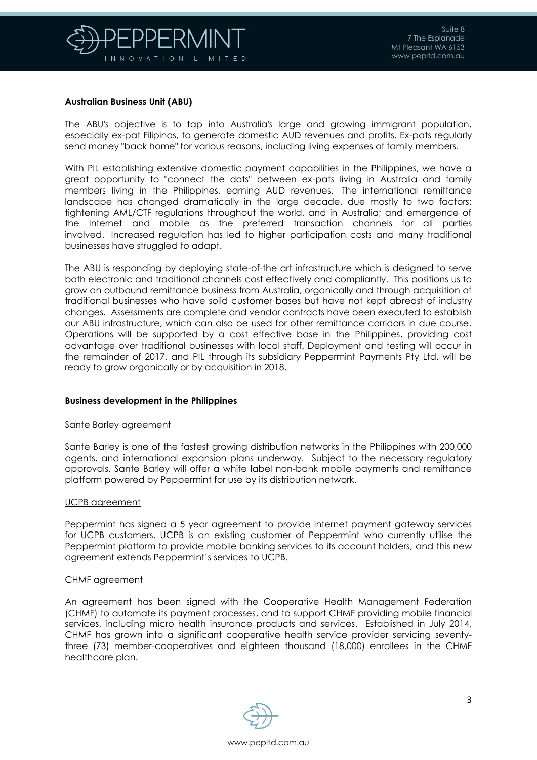**Australian Business Unit (ABU)**

The ABU's objective is to tap into Australia's large and growing immigrant population, especially ex-pat Filipinos, to generate domestic AUD revenues and profits. Ex-pats regularly send money "back home" for various reasons, including living expenses of family members.

With PIL establishing extensive domestic payment capabilities in the Philippines, we have a great opportunity to "connect the dots" between ex-pats living in Australia and family members living in the Philippines, earning AUD revenues. The international remittance landscape has changed dramatically in the large decade, due mostly to two factors: tightening AML/CTF regulations throughout the world, and in Australia; and emergence of the internet and mobile as the preferred transaction channels for all parties involved. Increased regulation has led to higher participation costs and many traditional businesses have struggled to adapt.

The ABU is responding by deploying state-of-the art infrastructure which is designed to serve both electronic and traditional channels cost effectively and compliantly. This positions us to grow an outbound remittance business from Australia, organically and through acquisition of traditional businesses who have solid customer bases but have not kept abreast of industry changes. Assessments are complete and vendor contracts have been executed to establish our ABU infrastructure, which can also be used for other remittance corridors in due course. Operations will be supported by a cost effective base in the Philippines, providing cost advantage over traditional businesses with local staff. Deployment and testing will occur in the remainder of 2017, and PIL through its subsidiary Peppermint Payments Pty Ltd, will be ready to grow organically or by acquisition in 2018.

**Business development in the Philippines**

Sante Barley agreement

Sante Barley is one of the fastest growing distribution networks in the Philippines with 200,000 agents, and international expansion plans underway. Subject to the necessary regulatory approvals, Sante Barley will offer a white label non-bank mobile payments and remittance platform powered by Peppermint for use by its distribution network.

UCPB agreement

Peppermint has signed a 5 year agreement to provide internet payment gateway services for UCPB customers. UCPB is an existing customer of Peppermint who currently utilise the Peppermint platform to provide mobile banking services to its account holders, and this new agreement extends Peppermint's services to UCPB.

CHMF agreement

An agreement has been signed with the Cooperative Health Management Federation (CHMF) to automate its payment processes, and to support CHMF providing mobile financial services, including micro health insurance products and services. Established in July 2014, CHMF has grown into a significant cooperative health service provider servicing seventy-three (73) member-cooperatives and eighteen thousand (18,000) enrollees in the CHMF healthcare plan.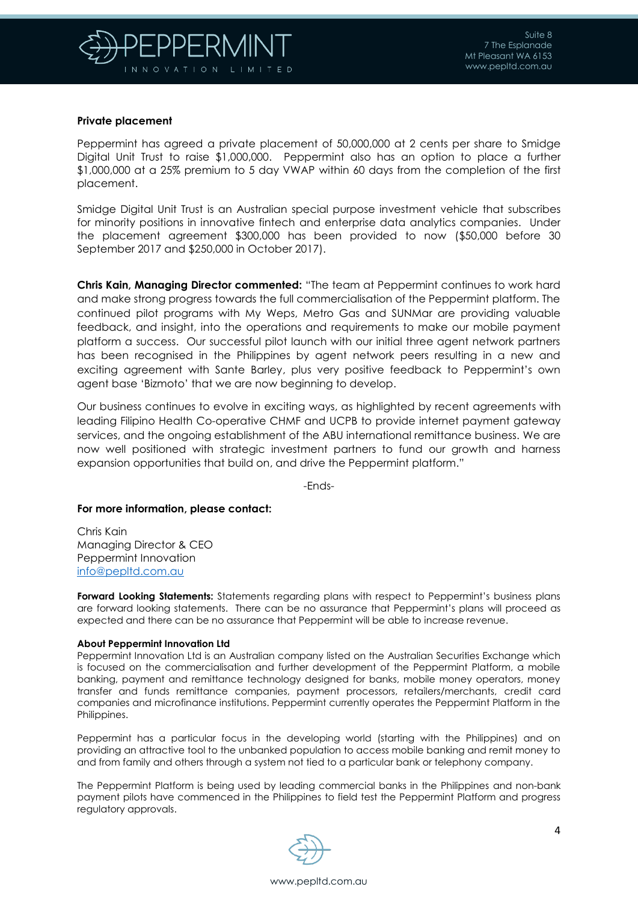**Private placement**

Peppermint has agreed a private placement of 50,000,000 at 2 cents per share to Smidge Digital Unit Trust to raise $1,000,000. Peppermint also has an option to place a further $1,000,000 at a 25% premium to 5 day VWAP within 60 days from the completion of the first placement.

Smidge Digital Unit Trust is an Australian special purpose investment vehicle that subscribes for minority positions in innovative fintech and enterprise data analytics companies. Under the placement agreement $300,000 has been provided to now ($50,000 before 30 September 2017 and $250,000 in October 2017).

**Chris Kain, Managing Director commented:** "The team at Peppermint continues to work hard and make strong progress towards the full commercialisation of the Peppermint platform. The continued pilot programs with My Weps, Metro Gas and SUNMar are providing valuable feedback, and insight, into the operations and requirements to make our mobile payment platform a success. Our successful pilot launch with our initial three agent network partners has been recognised in the Philippines by agent network peers resulting in a new and exciting agreement with Sante Barley, plus very positive feedback to Peppermint's own agent base 'Bizmoto' that we are now beginning to develop.

Our business continues to evolve in exciting ways, as highlighted by recent agreements with leading Filipino Health Co-operative CHMF and UCPB to provide internet payment gateway services, and the ongoing establishment of the ABU international remittance business. We are now well positioned with strategic investment partners to fund our growth and harness expansion opportunities that build on, and drive the Peppermint platform."

-Ends-

**For more information, please contact:**

Chris Kain
Managing Director & CEO
Peppermint Innovation
info@pepltd.com.au

**Forward Looking Statements:** Statements regarding plans with respect to Peppermint's business plans are forward looking statements. There can be no assurance that Peppermint's plans will proceed as expected and there can be no assurance that Peppermint will be able to increase revenue.

**About Peppermint Innovation Ltd**

Peppermint Innovation Ltd is an Australian company listed on the Australian Securities Exchange which is focused on the commercialisation and further development of the Peppermint Platform, a mobile banking, payment and remittance technology designed for banks, mobile money operators, money transfer and funds remittance companies, payment processors, retailers/merchants, credit card companies and microfinance institutions. Peppermint currently operates the Peppermint Platform in the Philippines.

Peppermint has a particular focus in the developing world (starting with the Philippines) and on providing an attractive tool to the unbanked population to access mobile banking and remit money to and from family and others through a system not tied to a particular bank or telephony company.

The Peppermint Platform is being used by leading commercial banks in the Philippines and non-bank payment pilots have commenced in the Philippines to field test the Peppermint Platform and progress regulatory approvals.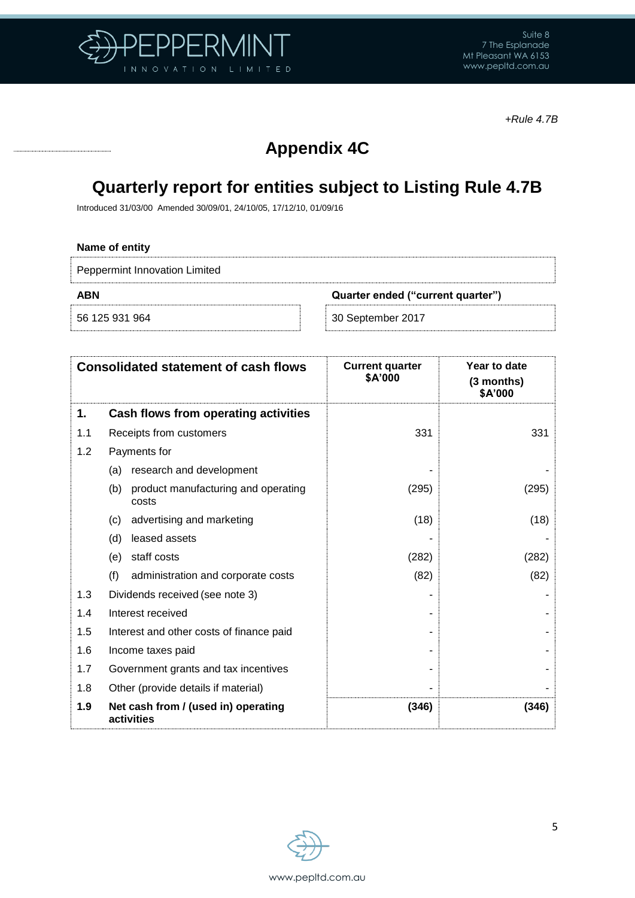*+Rule 4.7B*

# Appendix 4C

## Quarterly report for entities subject to Listing Rule 4.7B

Introduced 31/03/00 Amended 30/09/01, 24/10/05, 17/12/10, 01/09/16

**Name of entity**

| Peppermint Innovation Limited |
|---|

| **ABN** | **Quarter ended ("current quarter")** |
|---|---|
| 56 125 931 964 | 30 September 2017 |

| **Consolidated statement of cash flows** | | **Current quarter $A'000** | **Year to date (3 months) $A'000** |
|---|---|---|---|
| **1.** | **Cash flows from operating activities** | | |
| 1.1 | Receipts from customers | 331 | 331 |
| 1.2 | Payments for | | |
| | (a) research and development | - | - |
| | (b) product manufacturing and operating costs | (295) | (295) |
| | (c) advertising and marketing | (18) | (18) |
| | (d) leased assets | - | - |
| | (e) staff costs | (282) | (282) |
| | (f) administration and corporate costs | (82) | (82) |
| 1.3 | Dividends received (see note 3) | - | - |
| 1.4 | Interest received | - | - |
| 1.5 | Interest and other costs of finance paid | - | - |
| 1.6 | Income taxes paid | - | - |
| 1.7 | Government grants and tax incentives | - | - |
| 1.8 | Other (provide details if material) | - | - |
| **1.9** | **Net cash from / (used in) operating activities** | **(346)** | **(346)** |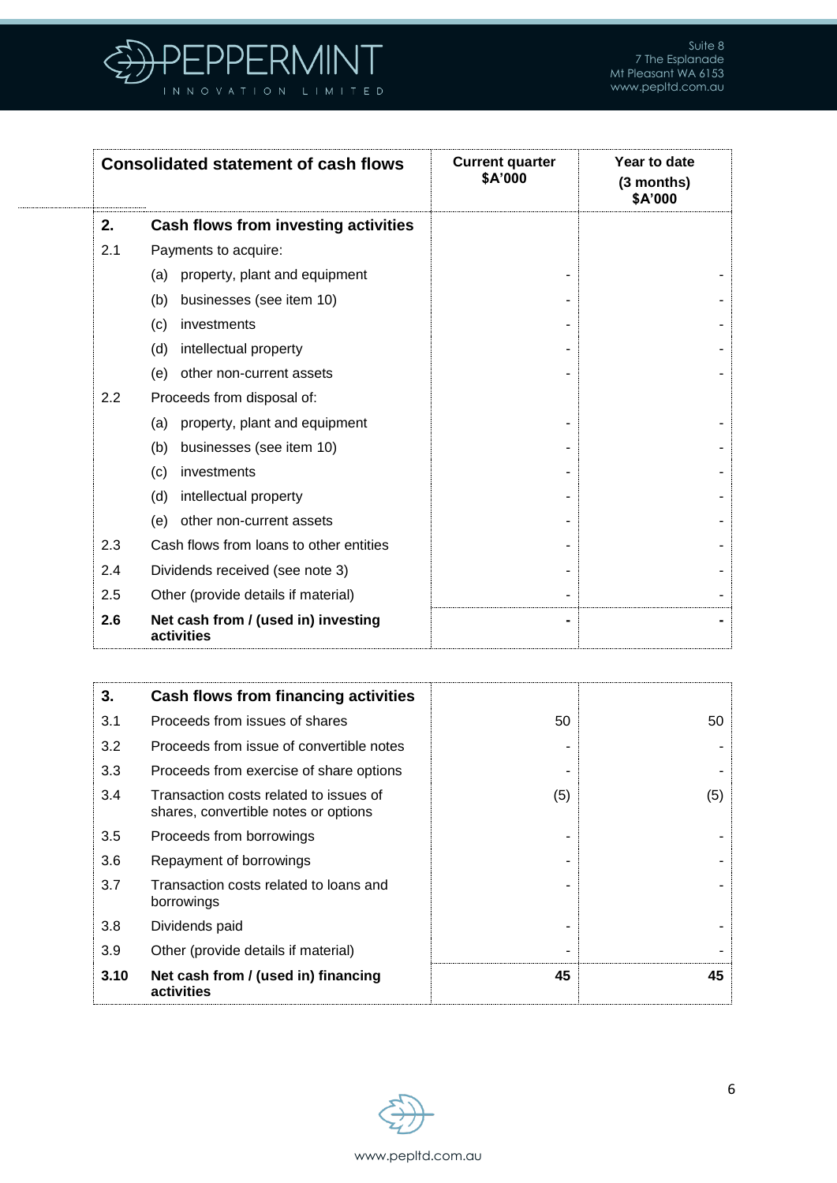| Consolidated statement of cash flows | | Current quarter $A'000 | Year to date (3 months) $A'000 |
|---|---|---|---|
| **2.** | **Cash flows from investing activities** | | |
| 2.1 | Payments to acquire: | | |
| | (a) property, plant and equipment | - | - |
| | (b) businesses (see item 10) | - | - |
| | (c) investments | - | - |
| | (d) intellectual property | - | - |
| | (e) other non-current assets | - | - |
| 2.2 | Proceeds from disposal of: | | |
| | (a) property, plant and equipment | - | - |
| | (b) businesses (see item 10) | - | - |
| | (c) investments | - | - |
| | (d) intellectual property | - | - |
| | (e) other non-current assets | - | - |
| 2.3 | Cash flows from loans to other entities | - | - |
| 2.4 | Dividends received (see note 3) | - | - |
| 2.5 | Other (provide details if material) | - | - |
| **2.6** | **Net cash from / (used in) investing activities** | **-** | **-** |

| | | | |
|---|---|---|---|
| **3.** | **Cash flows from financing activities** | | |
| 3.1 | Proceeds from issues of shares | 50 | 50 |
| 3.2 | Proceeds from issue of convertible notes | - | - |
| 3.3 | Proceeds from exercise of share options | - | - |
| 3.4 | Transaction costs related to issues of shares, convertible notes or options | (5) | (5) |
| 3.5 | Proceeds from borrowings | - | - |
| 3.6 | Repayment of borrowings | - | - |
| 3.7 | Transaction costs related to loans and borrowings | - | - |
| 3.8 | Dividends paid | - | - |
| 3.9 | Other (provide details if material) | - | - |
| **3.10** | **Net cash from / (used in) financing activities** | **45** | **45** |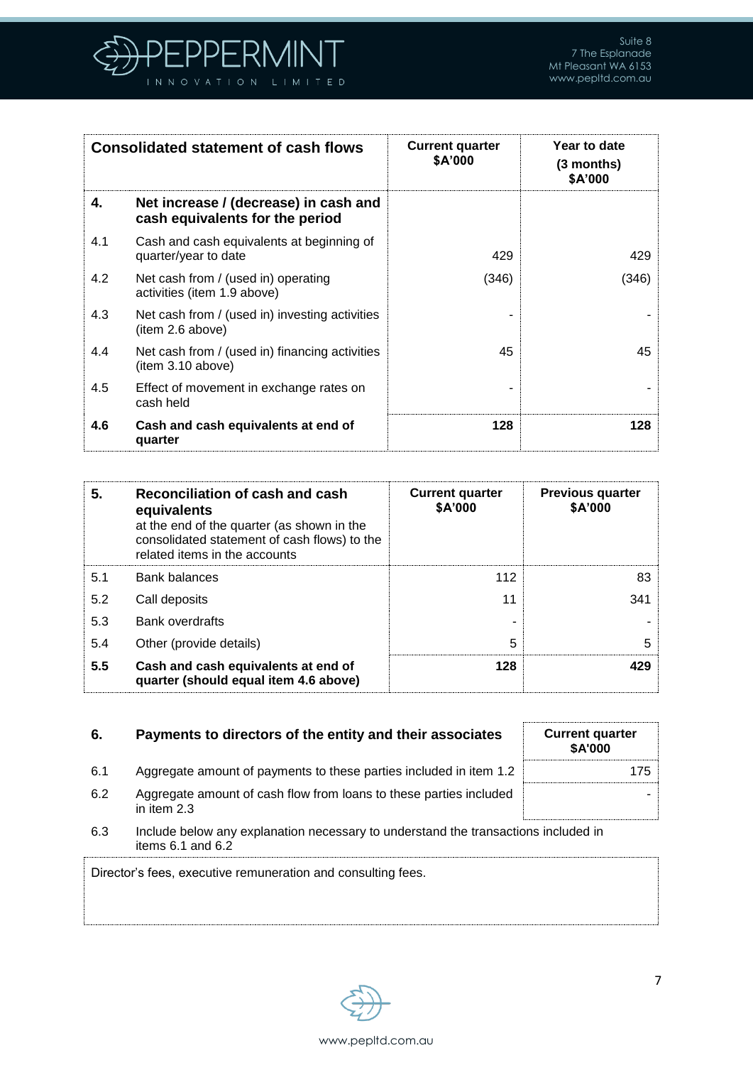| Consolidated statement of cash flows | | Current quarter $A'000 | Year to date (3 months) $A'000 |
|---|---|---|---|
| **4.** | **Net increase / (decrease) in cash and cash equivalents for the period** | | |
| 4.1 | Cash and cash equivalents at beginning of quarter/year to date | 429 | 429 |
| 4.2 | Net cash from / (used in) operating activities (item 1.9 above) | (346) | (346) |
| 4.3 | Net cash from / (used in) investing activities (item 2.6 above) | - | - |
| 4.4 | Net cash from / (used in) financing activities (item 3.10 above) | 45 | 45 |
| 4.5 | Effect of movement in exchange rates on cash held | - | - |
| **4.6** | **Cash and cash equivalents at end of quarter** | **128** | **128** |

| **5.** | **Reconciliation of cash and cash equivalents** at the end of the quarter (as shown in the consolidated statement of cash flows) to the related items in the accounts | Current quarter $A'000 | Previous quarter $A'000 |
|---|---|---|---|
| 5.1 | Bank balances | 112 | 83 |
| 5.2 | Call deposits | 11 | 341 |
| 5.3 | Bank overdrafts | - | - |
| 5.4 | Other (provide details) | 5 | 5 |
| **5.5** | **Cash and cash equivalents at end of quarter (should equal item 4.6 above)** | **128** | **429** |

| **6.** | **Payments to directors of the entity and their associates** | Current quarter $A'000 |
|---|---|---|
| 6.1 | Aggregate amount of payments to these parties included in item 1.2 | 175 |
| 6.2 | Aggregate amount of cash flow from loans to these parties included in item 2.3 | - |

6.3 Include below any explanation necessary to understand the transactions included in items 6.1 and 6.2

Director's fees, executive remuneration and consulting fees.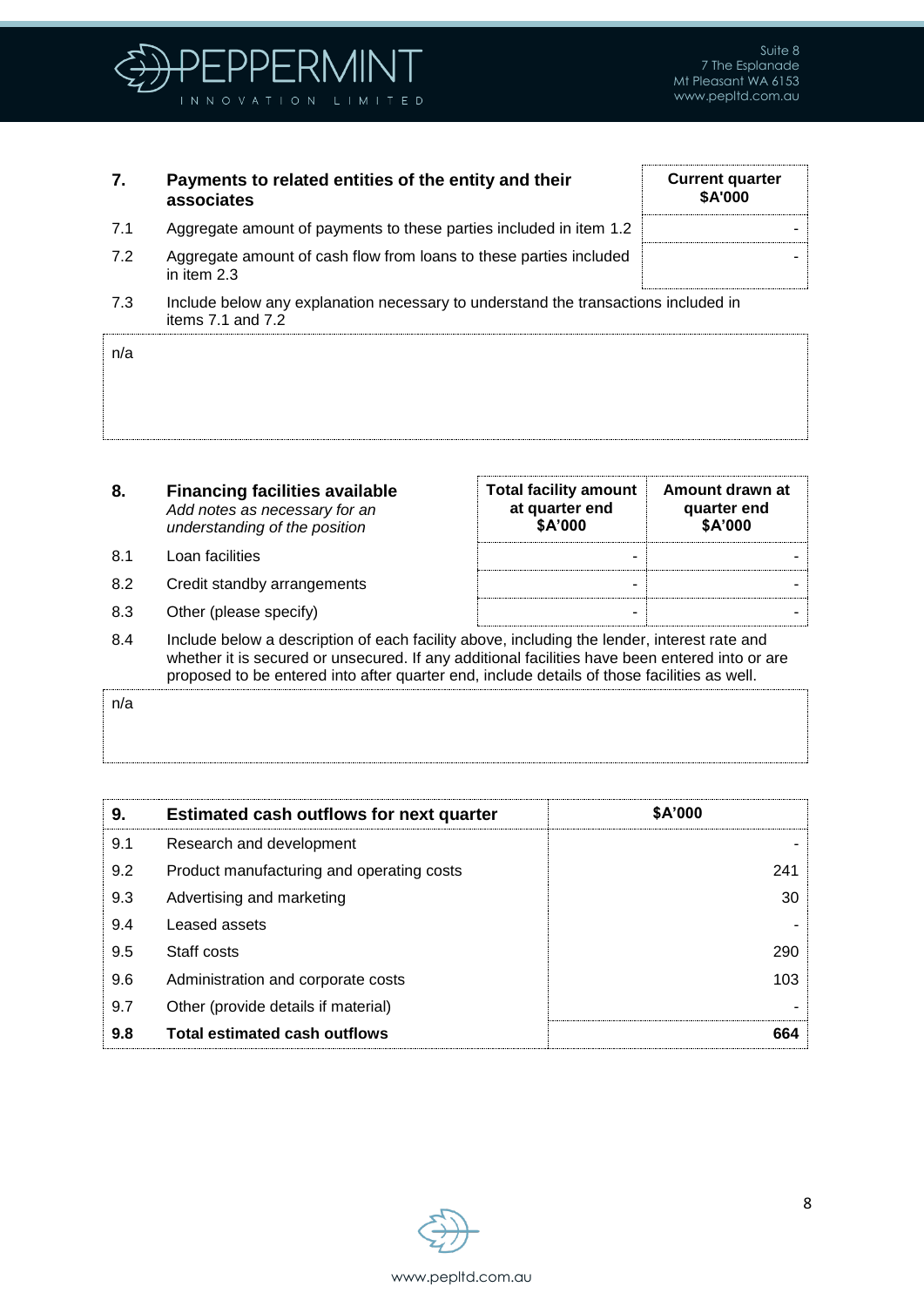| 7. | Payments to related entities of the entity and their associates | Current quarter $A'000 |
|---|---|---|
| 7.1 | Aggregate amount of payments to these parties included in item 1.2 | - |
| 7.2 | Aggregate amount of cash flow from loans to these parties included in item 2.3 | - |

7.3 Include below any explanation necessary to understand the transactions included in items 7.1 and 7.2

n/a

| 8. | **Financing facilities available** *Add notes as necessary for an understanding of the position* | Total facility amount at quarter end $A'000 | Amount drawn at quarter end $A'000 |
|---|---|---|---|
| 8.1 | Loan facilities | - | - |
| 8.2 | Credit standby arrangements | - | - |
| 8.3 | Other (please specify) | - | - |

8.4 Include below a description of each facility above, including the lender, interest rate and whether it is secured or unsecured. If any additional facilities have been entered into or are proposed to be entered into after quarter end, include details of those facilities as well.

n/a

| 9. | Estimated cash outflows for next quarter | $A'000 |
|---|---|---|
| 9.1 | Research and development | - |
| 9.2 | Product manufacturing and operating costs | 241 |
| 9.3 | Advertising and marketing | 30 |
| 9.4 | Leased assets | - |
| 9.5 | Staff costs | 290 |
| 9.6 | Administration and corporate costs | 103 |
| 9.7 | Other (provide details if material) | - |
| **9.8** | **Total estimated cash outflows** | **664** |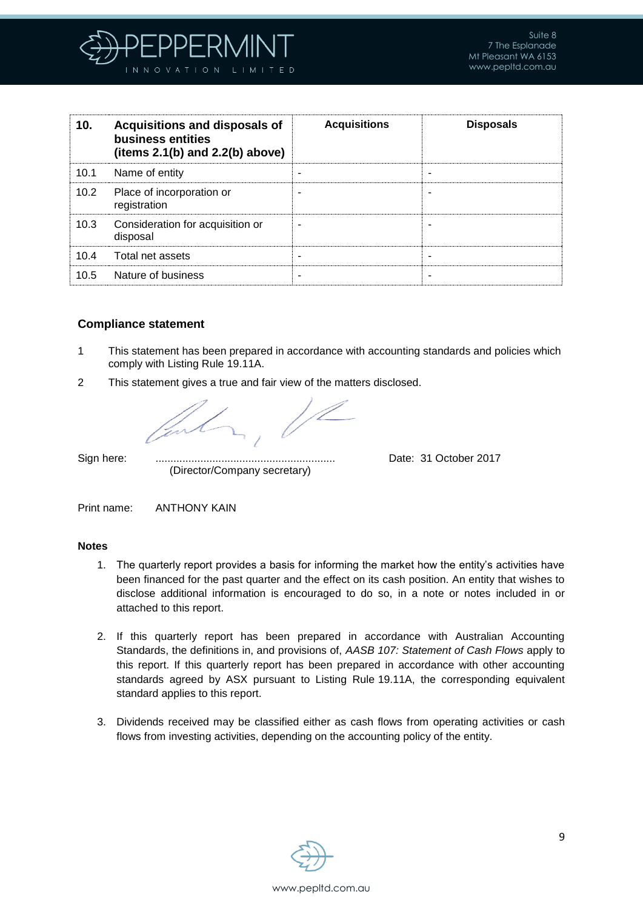| 10. | Acquisitions and disposals of business entities (items 2.1(b) and 2.2(b) above) | Acquisitions | Disposals |
|---|---|---|---|
| 10.1 | Name of entity | - | - |
| 10.2 | Place of incorporation or registration | - | - |
| 10.3 | Consideration for acquisition or disposal | - | - |
| 10.4 | Total net assets | - | - |
| 10.5 | Nature of business | - | - |

## Compliance statement

1. This statement has been prepared in accordance with accounting standards and policies which comply with Listing Rule 19.11A.
2. This statement gives a true and fair view of the matters disclosed.

Sign here: ............................................................ (Director/Company secretary) Date: 31 October 2017

Print name: ANTHONY KAIN

**Notes**

1. The quarterly report provides a basis for informing the market how the entity's activities have been financed for the past quarter and the effect on its cash position. An entity that wishes to disclose additional information is encouraged to do so, in a note or notes included in or attached to this report.

2. If this quarterly report has been prepared in accordance with Australian Accounting Standards, the definitions in, and provisions of, *AASB 107: Statement of Cash Flows* apply to this report. If this quarterly report has been prepared in accordance with other accounting standards agreed by ASX pursuant to Listing Rule 19.11A, the corresponding equivalent standard applies to this report.

3. Dividends received may be classified either as cash flows from operating activities or cash flows from investing activities, depending on the accounting policy of the entity.